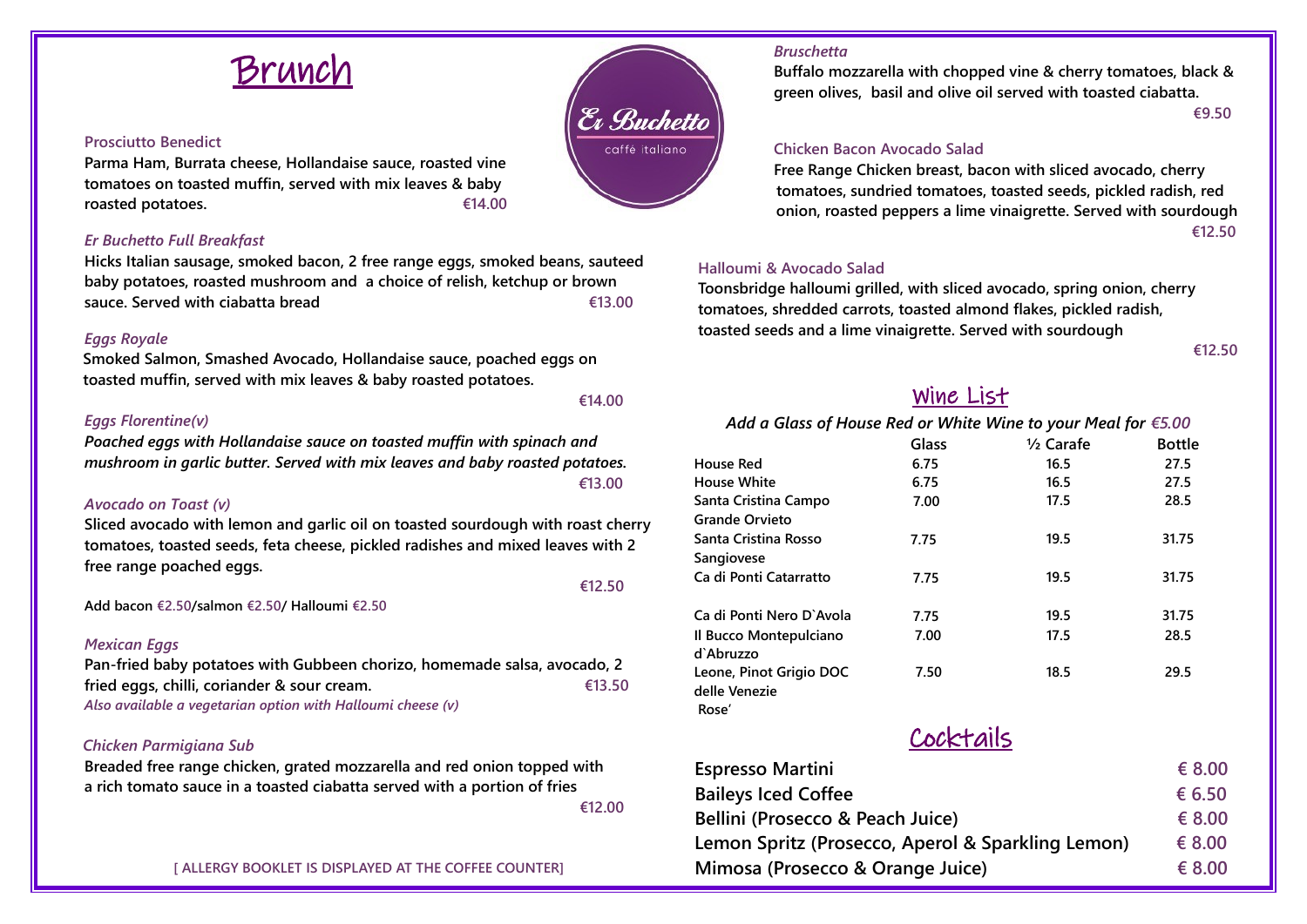# Brunch

Er Buchetto
caffè italiano

**Prosciutto Benedict**

**Parma Ham, Burrata cheese, Hollandaise sauce, roasted vine tomatoes on toasted muffin, served with mix leaves & baby roasted potatoes.** **€14.00**

***Er Buchetto Full Breakfast***

**Hicks Italian sausage, smoked bacon, 2 free range eggs, smoked beans, sauteed baby potatoes, roasted mushroom and a choice of relish, ketchup or brown sauce. Served with ciabatta bread** **€13.00**

***Eggs Royale***

**Smoked Salmon, Smashed Avocado, Hollandaise sauce, poached eggs on toasted muffin, served with mix leaves & baby roasted potatoes.**

**€14.00**

***Eggs Florentine(v)***

***Poached eggs with Hollandaise sauce on toasted muffin with spinach and mushroom in garlic butter. Served with mix leaves and baby roasted potatoes.***

**€13.00**

***Avocado on Toast (v)***

**Sliced avocado with lemon and garlic oil on toasted sourdough with roast cherry tomatoes, toasted seeds, feta cheese, pickled radishes and mixed leaves with 2 free range poached eggs.**

**€12.50**

**Add bacon €2.50/salmon €2.50/ Halloumi €2.50**

***Mexican Eggs***

**Pan-fried baby potatoes with Gubbeen chorizo, homemade salsa, avocado, 2 fried eggs, chilli, coriander & sour cream.** **€13.50**

***Also available a vegetarian option with Halloumi cheese (v)***

***Chicken Parmigiana Sub***

**Breaded free range chicken, grated mozzarella and red onion topped with a rich tomato sauce in a toasted ciabatta served with a portion of fries**

**€12.00**

**[ ALLERGY BOOKLET IS DISPLAYED AT THE COFFEE COUNTER]**

***Bruschetta***

**Buffalo mozzarella with chopped vine & cherry tomatoes, black & green olives, basil and olive oil served with toasted ciabatta.**

**€9.50**

**Chicken Bacon Avocado Salad**

**Free Range Chicken breast, bacon with sliced avocado, cherry tomatoes, sundried tomatoes, toasted seeds, pickled radish, red onion, roasted peppers a lime vinaigrette. Served with sourdough**

**€12.50**

**Halloumi & Avocado Salad**

**Toonsbridge halloumi grilled, with sliced avocado, spring onion, cherry tomatoes, shredded carrots, toasted almond flakes, pickled radish, toasted seeds and a lime vinaigrette. Served with sourdough**

**€12.50**

## Wine List

***Add a Glass of House Red or White Wine to your Meal for €5.00***

| | Glass | ½ Carafe | Bottle |
|---|---|---|---|
| House Red | 6.75 | 16.5 | 27.5 |
| House White | 6.75 | 16.5 | 27.5 |
| Santa Cristina Campo Grande Orvieto | 7.00 | 17.5 | 28.5 |
| Santa Cristina Rosso Sangiovese | 7.75 | 19.5 | 31.75 |
| Ca di Ponti Catarratto | 7.75 | 19.5 | 31.75 |
| Ca di Ponti Nero D`Avola | 7.75 | 19.5 | 31.75 |
| Il Bucco Montepulciano d`Abruzzo | 7.00 | 17.5 | 28.5 |
| Leone, Pinot Grigio DOC delle Venezie Rose' | 7.50 | 18.5 | 29.5 |

## Cocktails

| | |
|---|---|
| Espresso Martini | € 8.00 |
| Baileys Iced Coffee | € 6.50 |
| Bellini (Prosecco & Peach Juice) | € 8.00 |
| Lemon Spritz (Prosecco, Aperol & Sparkling Lemon) | € 8.00 |
| Mimosa (Prosecco & Orange Juice) | € 8.00 |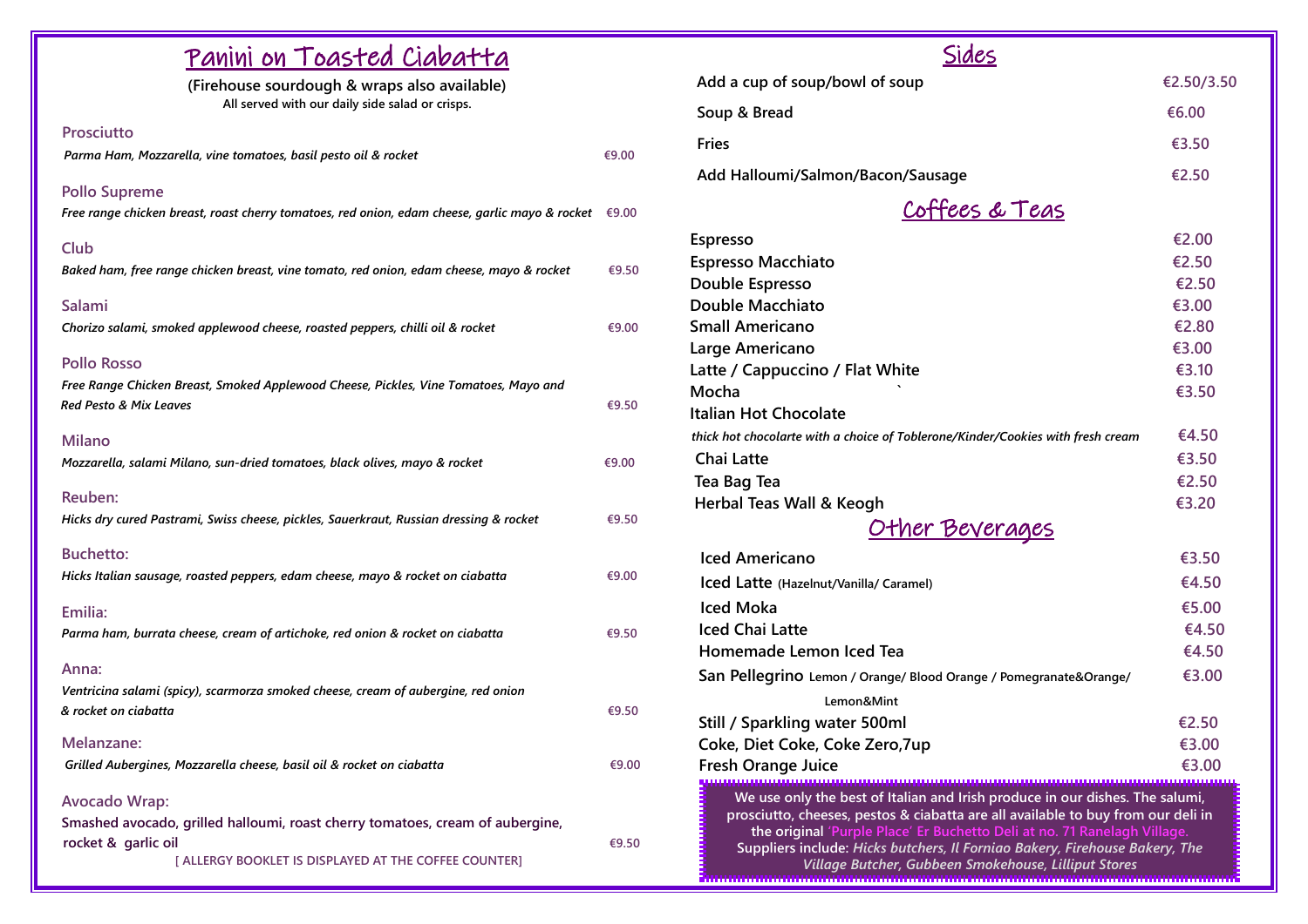## Panini on Toasted Ciabatta

**(Firehouse sourdough & wraps also available)**

**All served with our daily side salad or crisps.**

**Prosciutto**
*Parma Ham, Mozzarella, vine tomatoes, basil pesto oil & rocket* — €9.00

**Pollo Supreme**
*Free range chicken breast, roast cherry tomatoes, red onion, edam cheese, garlic mayo & rocket* — €9.00

**Club**
*Baked ham, free range chicken breast, vine tomato, red onion, edam cheese, mayo & rocket* — €9.50

**Salami**
*Chorizo salami, smoked applewood cheese, roasted peppers, chilli oil & rocket* — €9.00

**Pollo Rosso**
*Free Range Chicken Breast, Smoked Applewood Cheese, Pickles, Vine Tomatoes, Mayo and Red Pesto & Mix Leaves* — €9.50

**Milano**
*Mozzarella, salami Milano, sun-dried tomatoes, black olives, mayo & rocket* — €9.00

**Reuben:**
*Hicks dry cured Pastrami, Swiss cheese, pickles, Sauerkraut, Russian dressing & rocket* — €9.50

**Buchetto:**
*Hicks Italian sausage, roasted peppers, edam cheese, mayo & rocket on ciabatta* — €9.00

**Emilia:**
*Parma ham, burrata cheese, cream of artichoke, red onion & rocket on ciabatta* — €9.50

**Anna:**
*Ventricina salami (spicy), scarmorza smoked cheese, cream of aubergine, red onion & rocket on ciabatta* — €9.50

**Melanzane:**
*Grilled Aubergines, Mozzarella cheese, basil oil & rocket on ciabatta* — €9.00

**Avocado Wrap:**
**Smashed avocado, grilled halloumi, roast cherry tomatoes, cream of aubergine, rocket & garlic oil** — €9.50

[ ALLERGY BOOKLET IS DISPLAYED AT THE COFFEE COUNTER]

## Sides

| | |
|---|---|
| Add a cup of soup/bowl of soup | €2.50/3.50 |
| Soup & Bread | €6.00 |
| Fries | €3.50 |
| Add Halloumi/Salmon/Bacon/Sausage | €2.50 |

## Coffees & Teas

| | |
|---|---|
| Espresso | €2.00 |
| Espresso Macchiato | €2.50 |
| Double Espresso | €2.50 |
| Double Macchiato | €3.00 |
| Small Americano | €2.80 |
| Large Americano | €3.00 |
| Latte / Cappuccino / Flat White | €3.10 |
| Mocha ` | €3.50 |
| Italian Hot Chocolate *thick hot chocolarte with a choice of Toblerone/Kinder/Cookies with fresh cream* | €4.50 |
| Chai Latte | €3.50 |
| Tea Bag Tea | €2.50 |
| Herbal Teas Wall & Keogh | €3.20 |

## Other Beverages

| | |
|---|---|
| Iced Americano | €3.50 |
| Iced Latte (Hazelnut/Vanilla/ Caramel) | €4.50 |
| Iced Moka | €5.00 |
| Iced Chai Latte | €4.50 |
| Homemade Lemon Iced Tea | €4.50 |
| San Pellegrino Lemon / Orange/ Blood Orange / Pomegranate&Orange/ Lemon&Mint | €3.00 |
| Still / Sparkling water 500ml | €2.50 |
| Coke, Diet Coke, Coke Zero,7up | €3.00 |
| Fresh Orange Juice | €3.00 |

**We use only the best of Italian and Irish produce in our dishes. The salumi, prosciutto, cheeses, pestos & ciabatta are all available to buy from our deli in the original 'Purple Place' Er Buchetto Deli at no. 71 Ranelagh Village. Suppliers include:** ***Hicks butchers, Il Forniao Bakery, Firehouse Bakery, The Village Butcher, Gubbeen Smokehouse, Lilliput Stores***